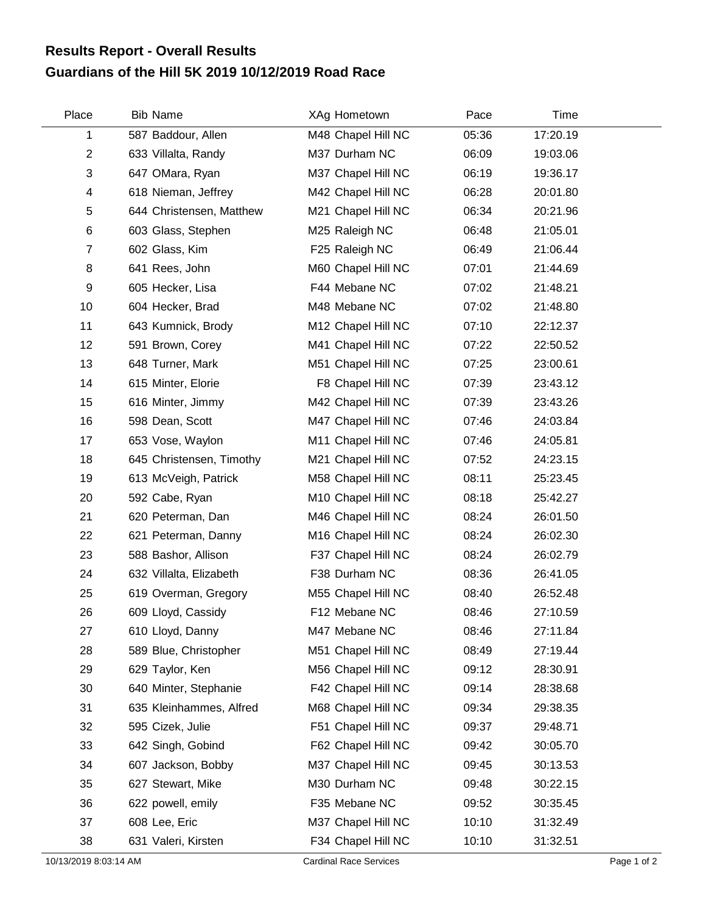# Results Report - Overall Results

## Guardians of the Hill 5K 2019 10/12/2019 Road Race

| Place | Bib | Name | XAg | Hometown | Pace | Time |
|---|---|---|---|---|---|---|
| 1 | 587 | Baddour, Allen | M48 | Chapel Hill NC | 05:36 | 17:20.19 |
| 2 | 633 | Villalta, Randy | M37 | Durham NC | 06:09 | 19:03.06 |
| 3 | 647 | OMara, Ryan | M37 | Chapel Hill NC | 06:19 | 19:36.17 |
| 4 | 618 | Nieman, Jeffrey | M42 | Chapel Hill NC | 06:28 | 20:01.80 |
| 5 | 644 | Christensen, Matthew | M21 | Chapel Hill NC | 06:34 | 20:21.96 |
| 6 | 603 | Glass, Stephen | M25 | Raleigh NC | 06:48 | 21:05.01 |
| 7 | 602 | Glass, Kim | F25 | Raleigh NC | 06:49 | 21:06.44 |
| 8 | 641 | Rees, John | M60 | Chapel Hill NC | 07:01 | 21:44.69 |
| 9 | 605 | Hecker, Lisa | F44 | Mebane NC | 07:02 | 21:48.21 |
| 10 | 604 | Hecker, Brad | M48 | Mebane NC | 07:02 | 21:48.80 |
| 11 | 643 | Kumnick, Brody | M12 | Chapel Hill NC | 07:10 | 22:12.37 |
| 12 | 591 | Brown, Corey | M41 | Chapel Hill NC | 07:22 | 22:50.52 |
| 13 | 648 | Turner, Mark | M51 | Chapel Hill NC | 07:25 | 23:00.61 |
| 14 | 615 | Minter, Elorie | F8 | Chapel Hill NC | 07:39 | 23:43.12 |
| 15 | 616 | Minter, Jimmy | M42 | Chapel Hill NC | 07:39 | 23:43.26 |
| 16 | 598 | Dean, Scott | M47 | Chapel Hill NC | 07:46 | 24:03.84 |
| 17 | 653 | Vose, Waylon | M11 | Chapel Hill NC | 07:46 | 24:05.81 |
| 18 | 645 | Christensen, Timothy | M21 | Chapel Hill NC | 07:52 | 24:23.15 |
| 19 | 613 | McVeigh, Patrick | M58 | Chapel Hill NC | 08:11 | 25:23.45 |
| 20 | 592 | Cabe, Ryan | M10 | Chapel Hill NC | 08:18 | 25:42.27 |
| 21 | 620 | Peterman, Dan | M46 | Chapel Hill NC | 08:24 | 26:01.50 |
| 22 | 621 | Peterman, Danny | M16 | Chapel Hill NC | 08:24 | 26:02.30 |
| 23 | 588 | Bashor, Allison | F37 | Chapel Hill NC | 08:24 | 26:02.79 |
| 24 | 632 | Villalta, Elizabeth | F38 | Durham NC | 08:36 | 26:41.05 |
| 25 | 619 | Overman, Gregory | M55 | Chapel Hill NC | 08:40 | 26:52.48 |
| 26 | 609 | Lloyd, Cassidy | F12 | Mebane NC | 08:46 | 27:10.59 |
| 27 | 610 | Lloyd, Danny | M47 | Mebane NC | 08:46 | 27:11.84 |
| 28 | 589 | Blue, Christopher | M51 | Chapel Hill NC | 08:49 | 27:19.44 |
| 29 | 629 | Taylor, Ken | M56 | Chapel Hill NC | 09:12 | 28:30.91 |
| 30 | 640 | Minter, Stephanie | F42 | Chapel Hill NC | 09:14 | 28:38.68 |
| 31 | 635 | Kleinhammes, Alfred | M68 | Chapel Hill NC | 09:34 | 29:38.35 |
| 32 | 595 | Cizek, Julie | F51 | Chapel Hill NC | 09:37 | 29:48.71 |
| 33 | 642 | Singh, Gobind | F62 | Chapel Hill NC | 09:42 | 30:05.70 |
| 34 | 607 | Jackson, Bobby | M37 | Chapel Hill NC | 09:45 | 30:13.53 |
| 35 | 627 | Stewart, Mike | M30 | Durham NC | 09:48 | 30:22.15 |
| 36 | 622 | powell, emily | F35 | Mebane NC | 09:52 | 30:35.45 |
| 37 | 608 | Lee, Eric | M37 | Chapel Hill NC | 10:10 | 31:32.49 |
| 38 | 631 | Valeri, Kirsten | F34 | Chapel Hill NC | 10:10 | 31:32.51 |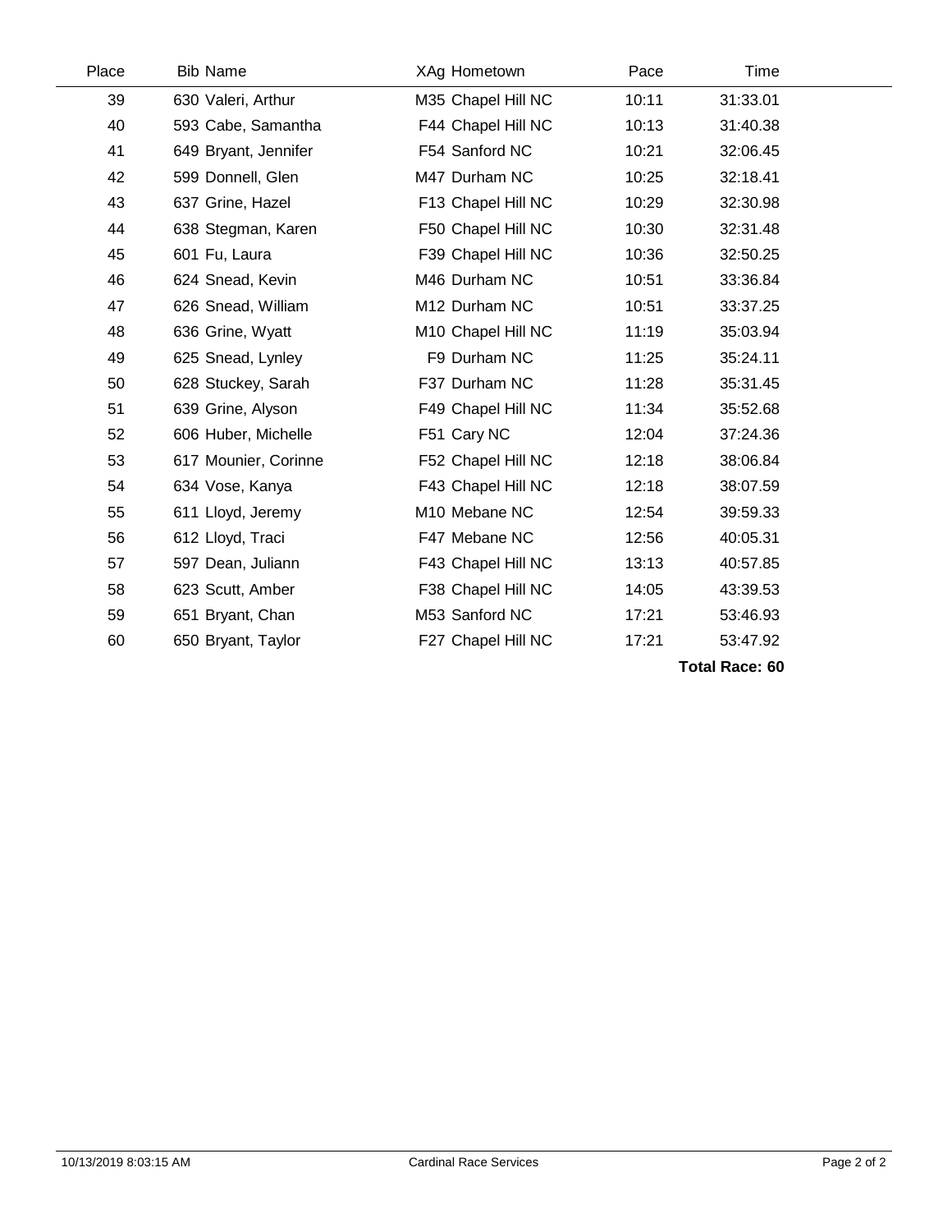| Place | Bib | Name | XAg | Hometown | Pace | Time |
|---|---|---|---|---|---|---|
| 39 | 630 | Valeri, Arthur | M35 | Chapel Hill NC | 10:11 | 31:33.01 |
| 40 | 593 | Cabe, Samantha | F44 | Chapel Hill NC | 10:13 | 31:40.38 |
| 41 | 649 | Bryant, Jennifer | F54 | Sanford NC | 10:21 | 32:06.45 |
| 42 | 599 | Donnell, Glen | M47 | Durham NC | 10:25 | 32:18.41 |
| 43 | 637 | Grine, Hazel | F13 | Chapel Hill NC | 10:29 | 32:30.98 |
| 44 | 638 | Stegman, Karen | F50 | Chapel Hill NC | 10:30 | 32:31.48 |
| 45 | 601 | Fu, Laura | F39 | Chapel Hill NC | 10:36 | 32:50.25 |
| 46 | 624 | Snead, Kevin | M46 | Durham NC | 10:51 | 33:36.84 |
| 47 | 626 | Snead, William | M12 | Durham NC | 10:51 | 33:37.25 |
| 48 | 636 | Grine, Wyatt | M10 | Chapel Hill NC | 11:19 | 35:03.94 |
| 49 | 625 | Snead, Lynley | F9 | Durham NC | 11:25 | 35:24.11 |
| 50 | 628 | Stuckey, Sarah | F37 | Durham NC | 11:28 | 35:31.45 |
| 51 | 639 | Grine, Alyson | F49 | Chapel Hill NC | 11:34 | 35:52.68 |
| 52 | 606 | Huber, Michelle | F51 | Cary NC | 12:04 | 37:24.36 |
| 53 | 617 | Mounier, Corinne | F52 | Chapel Hill NC | 12:18 | 38:06.84 |
| 54 | 634 | Vose, Kanya | F43 | Chapel Hill NC | 12:18 | 38:07.59 |
| 55 | 611 | Lloyd, Jeremy | M10 | Mebane NC | 12:54 | 39:59.33 |
| 56 | 612 | Lloyd, Traci | F47 | Mebane NC | 12:56 | 40:05.31 |
| 57 | 597 | Dean, Juliann | F43 | Chapel Hill NC | 13:13 | 40:57.85 |
| 58 | 623 | Scutt, Amber | F38 | Chapel Hill NC | 14:05 | 43:39.53 |
| 59 | 651 | Bryant, Chan | M53 | Sanford NC | 17:21 | 53:46.93 |
| 60 | 650 | Bryant, Taylor | F27 | Chapel Hill NC | 17:21 | 53:47.92 |

**Total Race: 60**

10/13/2019 8:03:15 AM Cardinal Race Services